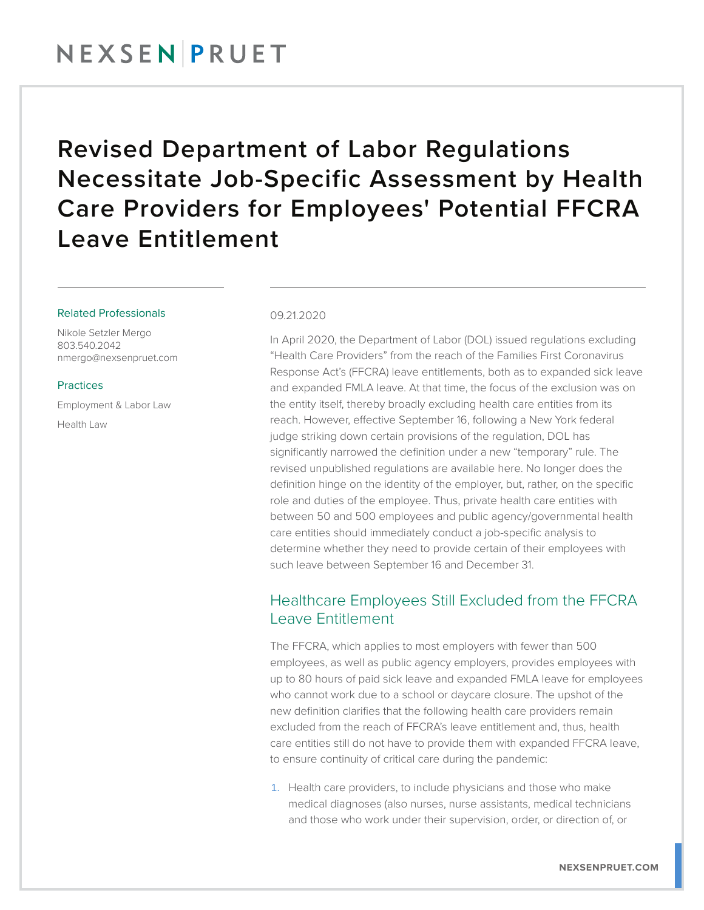# Revised Department of Labor Regulations Necessitate Job-Specific Assessment by Health Care Providers for Employees' Potential FFCRA Leave Entitlement

**Related Professionals**

Nikole Setzler Mergo
803.540.2042
nmergo@nexsenpruet.com

**Practices**

Employment & Labor Law

Health Law

09.21.2020

In April 2020, the Department of Labor (DOL) issued regulations excluding "Health Care Providers" from the reach of the Families First Coronavirus Response Act's (FFCRA) leave entitlements, both as to expanded sick leave and expanded FMLA leave. At that time, the focus of the exclusion was on the entity itself, thereby broadly excluding health care entities from its reach. However, effective September 16, following a New York federal judge striking down certain provisions of the regulation, DOL has significantly narrowed the definition under a new "temporary" rule. The revised unpublished regulations are available here. No longer does the definition hinge on the identity of the employer, but, rather, on the specific role and duties of the employee. Thus, private health care entities with between 50 and 500 employees and public agency/governmental health care entities should immediately conduct a job-specific analysis to determine whether they need to provide certain of their employees with such leave between September 16 and December 31.

## Healthcare Employees Still Excluded from the FFCRA Leave Entitlement

The FFCRA, which applies to most employers with fewer than 500 employees, as well as public agency employers, provides employees with up to 80 hours of paid sick leave and expanded FMLA leave for employees who cannot work due to a school or daycare closure. The upshot of the new definition clarifies that the following health care providers remain excluded from the reach of FFCRA's leave entitlement and, thus, health care entities still do not have to provide them with expanded FFCRA leave, to ensure continuity of critical care during the pandemic:

1. Health care providers, to include physicians and those who make medical diagnoses (also nurses, nurse assistants, medical technicians and those who work under their supervision, order, or direction of, or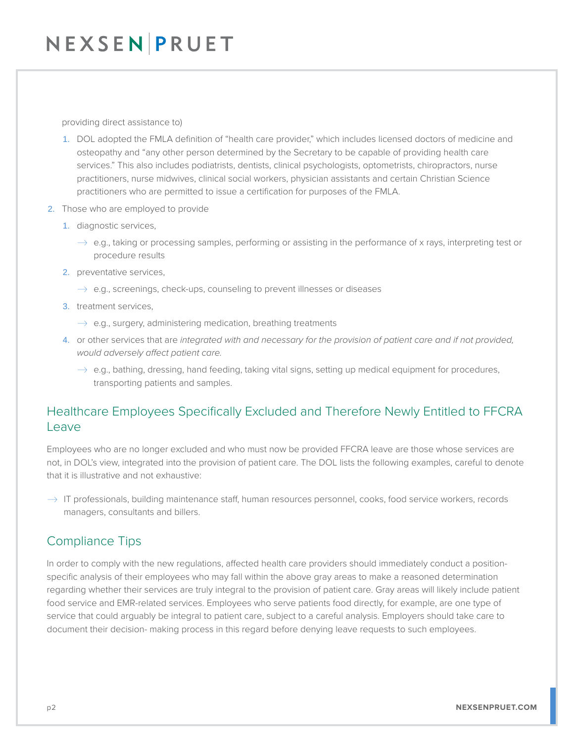providing direct assistance to)

   1. DOL adopted the FMLA definition of "health care provider," which includes licensed doctors of medicine and osteopathy and "any other person determined by the Secretary to be capable of providing health care services." This also includes podiatrists, dentists, clinical psychologists, optometrists, chiropractors, nurse practitioners, nurse midwives, clinical social workers, physician assistants and certain Christian Science practitioners who are permitted to issue a certification for purposes of the FMLA.

2. Those who are employed to provide
   1. diagnostic services,
      - → e.g., taking or processing samples, performing or assisting in the performance of x rays, interpreting test or procedure results
   2. preventative services,
      - → e.g., screenings, check-ups, counseling to prevent illnesses or diseases
   3. treatment services,
      - → e.g., surgery, administering medication, breathing treatments
   4. or other services that are *integrated with and necessary for the provision of patient care and if not provided, would adversely affect patient care.*
      - → e.g., bathing, dressing, hand feeding, taking vital signs, setting up medical equipment for procedures, transporting patients and samples.

## Healthcare Employees Specifically Excluded and Therefore Newly Entitled to FFCRA Leave

Employees who are no longer excluded and who must now be provided FFCRA leave are those whose services are not, in DOL's view, integrated into the provision of patient care. The DOL lists the following examples, careful to denote that it is illustrative and not exhaustive:

- → IT professionals, building maintenance staff, human resources personnel, cooks, food service workers, records managers, consultants and billers.

## Compliance Tips

In order to comply with the new regulations, affected health care providers should immediately conduct a position-specific analysis of their employees who may fall within the above gray areas to make a reasoned determination regarding whether their services are truly integral to the provision of patient care. Gray areas will likely include patient food service and EMR-related services. Employees who serve patients food directly, for example, are one type of service that could arguably be integral to patient care, subject to a careful analysis. Employers should take care to document their decision- making process in this regard before denying leave requests to such employees.